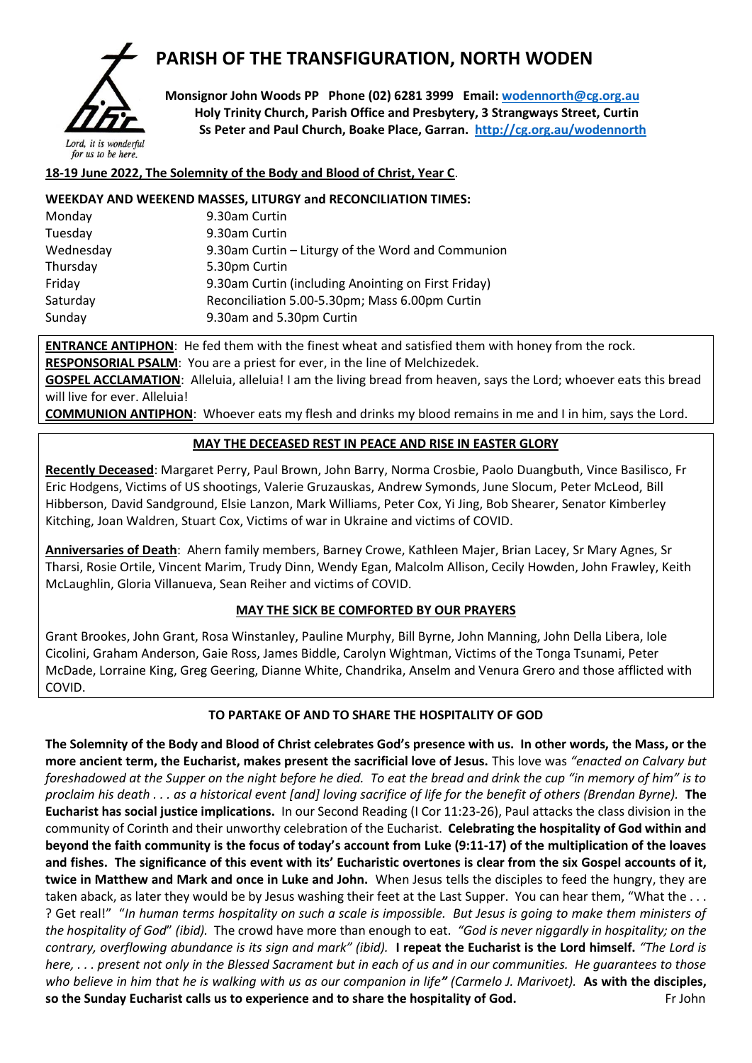# PARISH OF THE TRANSFIGURATION, NORTH WODEN

Lord, it is wonderful for us to be here.

**Monsignor John Woods PP Phone (02) 6281 3999 Email: wodennorth@cg.org.au**
**Holy Trinity Church, Parish Office and Presbytery, 3 Strangways Street, Curtin**
**Ss Peter and Paul Church, Boake Place, Garran. http://cg.org.au/wodennorth**

**18-19 June 2022, The Solemnity of the Body and Blood of Christ, Year C**.

**WEEKDAY AND WEEKEND MASSES, LITURGY and RECONCILIATION TIMES:**

| | |
|---|---|
| Monday | 9.30am Curtin |
| Tuesday | 9.30am Curtin |
| Wednesday | 9.30am Curtin – Liturgy of the Word and Communion |
| Thursday | 5.30pm Curtin |
| Friday | 9.30am Curtin (including Anointing on First Friday) |
| Saturday | Reconciliation 5.00-5.30pm; Mass 6.00pm Curtin |
| Sunday | 9.30am and 5.30pm Curtin |

**ENTRANCE ANTIPHON**: He fed them with the finest wheat and satisfied them with honey from the rock.
**RESPONSORIAL PSALM**: You are a priest for ever, in the line of Melchizedek.
**GOSPEL ACCLAMATION**: Alleluia, alleluia! I am the living bread from heaven, says the Lord; whoever eats this bread will live for ever. Alleluia!
**COMMUNION ANTIPHON**: Whoever eats my flesh and drinks my blood remains in me and I in him, says the Lord.

## MAY THE DECEASED REST IN PEACE AND RISE IN EASTER GLORY

**Recently Deceased**: Margaret Perry, Paul Brown, John Barry, Norma Crosbie, Paolo Duangbuth, Vince Basilisco, Fr Eric Hodgens, Victims of US shootings, Valerie Gruzauskas, Andrew Symonds, June Slocum, Peter McLeod, Bill Hibberson, David Sandground, Elsie Lanzon, Mark Williams, Peter Cox, Yi Jing, Bob Shearer, Senator Kimberley Kitching, Joan Waldren, Stuart Cox, Victims of war in Ukraine and victims of COVID.

**Anniversaries of Death**: Ahern family members, Barney Crowe, Kathleen Majer, Brian Lacey, Sr Mary Agnes, Sr Tharsi, Rosie Ortile, Vincent Marim, Trudy Dinn, Wendy Egan, Malcolm Allison, Cecily Howden, John Frawley, Keith McLaughlin, Gloria Villanueva, Sean Reiher and victims of COVID.

## MAY THE SICK BE COMFORTED BY OUR PRAYERS

Grant Brookes, John Grant, Rosa Winstanley, Pauline Murphy, Bill Byrne, John Manning, John Della Libera, Iole Cicolini, Graham Anderson, Gaie Ross, James Biddle, Carolyn Wightman, Victims of the Tonga Tsunami, Peter McDade, Lorraine King, Greg Geering, Dianne White, Chandrika, Anselm and Venura Grero and those afflicted with COVID.

## TO PARTAKE OF AND TO SHARE THE HOSPITALITY OF GOD

**The Solemnity of the Body and Blood of Christ celebrates God's presence with us. In other words, the Mass, or the more ancient term, the Eucharist, makes present the sacrificial love of Jesus.** This love was *"enacted on Calvary but foreshadowed at the Supper on the night before he died. To eat the bread and drink the cup "in memory of him" is to proclaim his death . . . as a historical event [and] loving sacrifice of life for the benefit of others (Brendan Byrne).* **The Eucharist has social justice implications.** In our Second Reading (I Cor 11:23-26), Paul attacks the class division in the community of Corinth and their unworthy celebration of the Eucharist. **Celebrating the hospitality of God within and beyond the faith community is the focus of today's account from Luke (9:11-17) of the multiplication of the loaves and fishes. The significance of this event with its' Eucharistic overtones is clear from the six Gospel accounts of it, twice in Matthew and Mark and once in Luke and John.** When Jesus tells the disciples to feed the hungry, they are taken aback, as later they would be by Jesus washing their feet at the Last Supper. You can hear them, "What the . . . ? Get real!" "*In human terms hospitality on such a scale is impossible. But Jesus is going to make them ministers of the hospitality of God*" *(ibid).* The crowd have more than enough to eat. *"God is never niggardly in hospitality; on the contrary, overflowing abundance is its sign and mark" (ibid).* **I repeat the Eucharist is the Lord himself.** *"The Lord is here, . . . present not only in the Blessed Sacrament but in each of us and in our communities. He guarantees to those who believe in him that he is walking with us as our companion in life" (Carmelo J. Marivoet).* **As with the disciples, so the Sunday Eucharist calls us to experience and to share the hospitality of God.** Fr John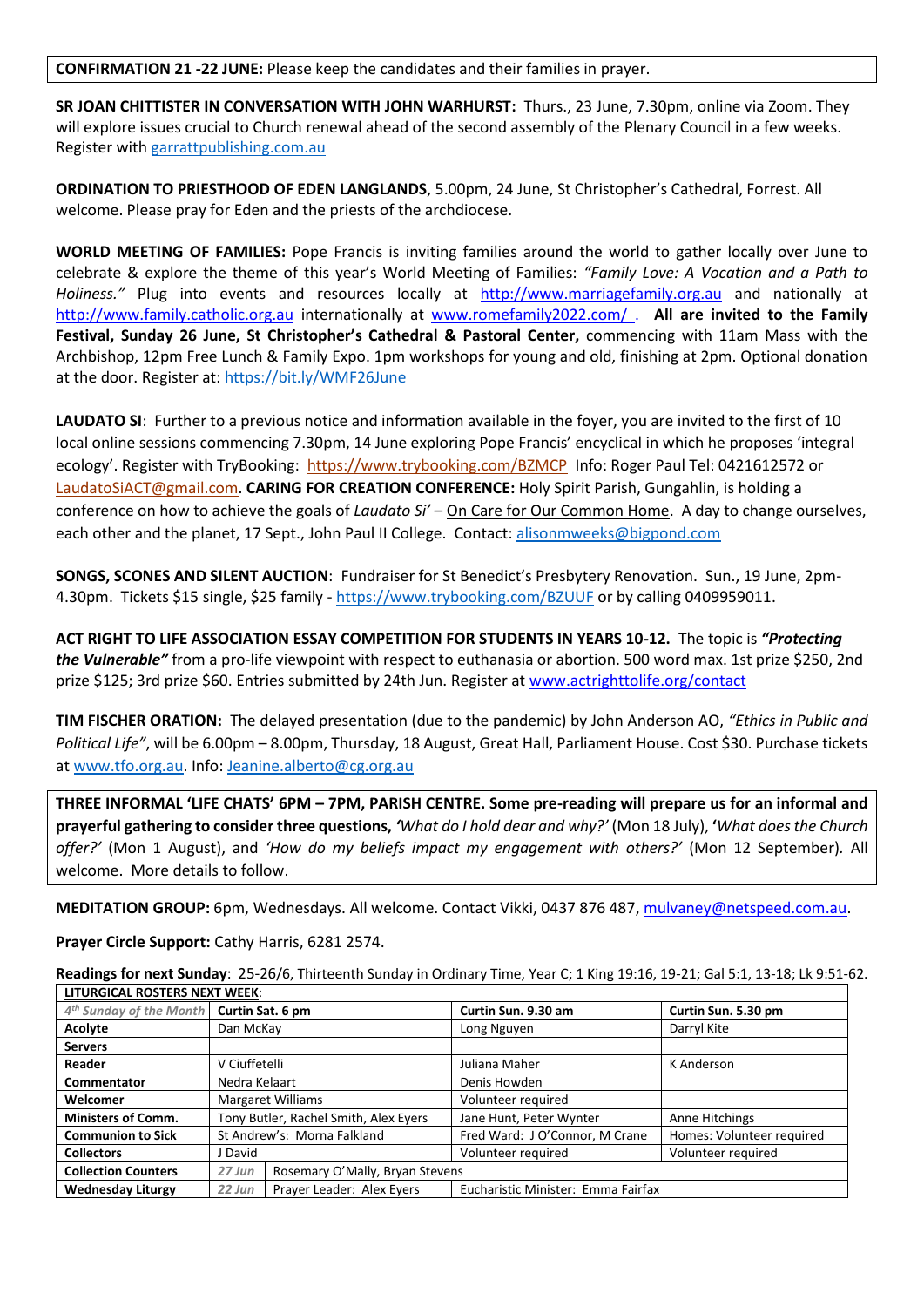**CONFIRMATION 21 -22 JUNE:** Please keep the candidates and their families in prayer.

**SR JOAN CHITTISTER IN CONVERSATION WITH JOHN WARHURST:** Thurs., 23 June, 7.30pm, online via Zoom. They will explore issues crucial to Church renewal ahead of the second assembly of the Plenary Council in a few weeks. Register with garrattpublishing.com.au

**ORDINATION TO PRIESTHOOD OF EDEN LANGLANDS**, 5.00pm, 24 June, St Christopher's Cathedral, Forrest. All welcome. Please pray for Eden and the priests of the archdiocese.

**WORLD MEETING OF FAMILIES:** Pope Francis is inviting families around the world to gather locally over June to celebrate & explore the theme of this year's World Meeting of Families: *"Family Love: A Vocation and a Path to Holiness."* Plug into events and resources locally at http://www.marriagefamily.org.au and nationally at http://www.family.catholic.org.au internationally at www.romefamily2022.com/ . **All are invited to the Family Festival, Sunday 26 June, St Christopher's Cathedral & Pastoral Center,** commencing with 11am Mass with the Archbishop, 12pm Free Lunch & Family Expo. 1pm workshops for young and old, finishing at 2pm. Optional donation at the door. Register at: https://bit.ly/WMF26June

**LAUDATO SI**: Further to a previous notice and information available in the foyer, you are invited to the first of 10 local online sessions commencing 7.30pm, 14 June exploring Pope Francis' encyclical in which he proposes 'integral ecology'. Register with TryBooking: https://www.trybooking.com/BZMCP Info: Roger Paul Tel: 0421612572 or LaudatoSiACT@gmail.com. **CARING FOR CREATION CONFERENCE:** Holy Spirit Parish, Gungahlin, is holding a conference on how to achieve the goals of *Laudato Si'* – On Care for Our Common Home. A day to change ourselves, each other and the planet, 17 Sept., John Paul II College. Contact: alisonmweeks@bigpond.com

**SONGS, SCONES AND SILENT AUCTION**: Fundraiser for St Benedict's Presbytery Renovation. Sun., 19 June, 2pm-4.30pm. Tickets $15 single, $25 family - https://www.trybooking.com/BZUUF or by calling 0409959011.

**ACT RIGHT TO LIFE ASSOCIATION ESSAY COMPETITION FOR STUDENTS IN YEARS 10-12.** The topic is ***"Protecting the Vulnerable"*** from a pro-life viewpoint with respect to euthanasia or abortion. 500 word max. 1st prize $250, 2nd prize $125; 3rd prize $60. Entries submitted by 24th Jun. Register at www.actrighttolife.org/contact

**TIM FISCHER ORATION:** The delayed presentation (due to the pandemic) by John Anderson AO, *"Ethics in Public and Political Life"*, will be 6.00pm – 8.00pm, Thursday, 18 August, Great Hall, Parliament House. Cost $30. Purchase tickets at www.tfo.org.au. Info: Jeanine.alberto@cg.org.au

**THREE INFORMAL 'LIFE CHATS' 6PM – 7PM, PARISH CENTRE. Some pre-reading will prepare us for an informal and prayerful gathering to consider three questions, '***What do I hold dear and why?'* (Mon 18 July), **'***What does the Church offer?'* (Mon 1 August), and *'How do my beliefs impact my engagement with others?'* (Mon 12 September). All welcome. More details to follow.

**MEDITATION GROUP:** 6pm, Wednesdays. All welcome. Contact Vikki, 0437 876 487, mulvaney@netspeed.com.au.

**Prayer Circle Support:** Cathy Harris, 6281 2574.

**Readings for next Sunday**: 25-26/6, Thirteenth Sunday in Ordinary Time, Year C; 1 King 19:16, 19-21; Gal 5:1, 13-18; Lk 9:51-62.

**LITURGICAL ROSTERS NEXT WEEK**:

| *4th Sunday of the Month* | **Curtin Sat. 6 pm** | | **Curtin Sun. 9.30 am** | **Curtin Sun. 5.30 pm** |
|---|---|---|---|---|
| **Acolyte** | Dan McKay | | Long Nguyen | Darryl Kite |
| **Servers** | | | | |
| **Reader** | V Ciuffetelli | | Juliana Maher | K Anderson |
| **Commentator** | Nedra Kelaart | | Denis Howden | |
| **Welcomer** | Margaret Williams | | Volunteer required | |
| **Ministers of Comm.** | Tony Butler, Rachel Smith, Alex Eyers | | Jane Hunt, Peter Wynter | Anne Hitchings |
| **Communion to Sick** | St Andrew's: Morna Falkland | | Fred Ward: J O'Connor, M Crane | Homes: Volunteer required |
| **Collectors** | J David | | Volunteer required | Volunteer required |
| **Collection Counters** | *27 Jun* | Rosemary O'Mally, Bryan Stevens | | |
| **Wednesday Liturgy** | *22 Jun* | Prayer Leader: Alex Eyers | Eucharistic Minister: Emma Fairfax | |